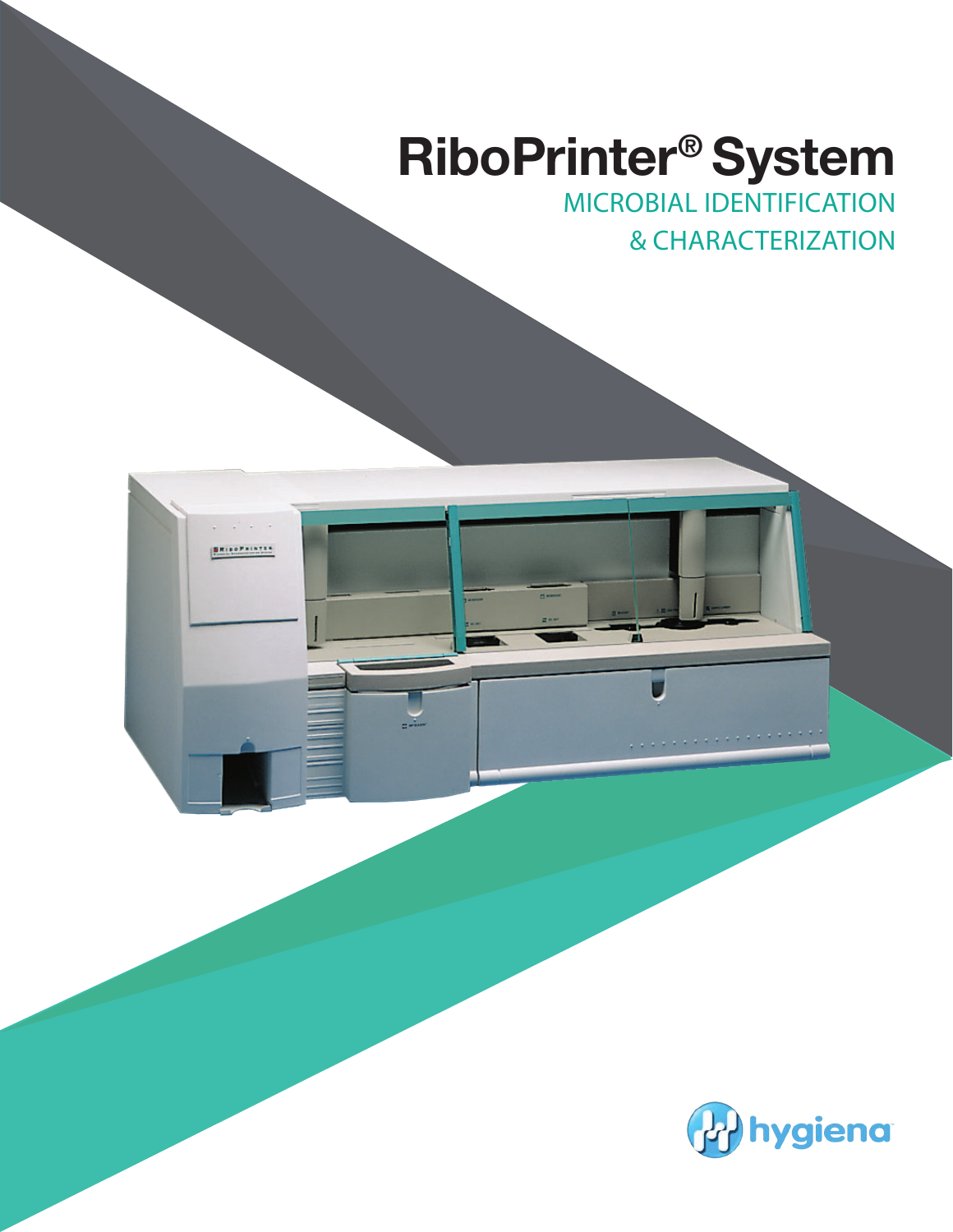# RiboPrinter® System

## MICROBIAL IDENTIFICATION & CHARACTERIZATION

hygiena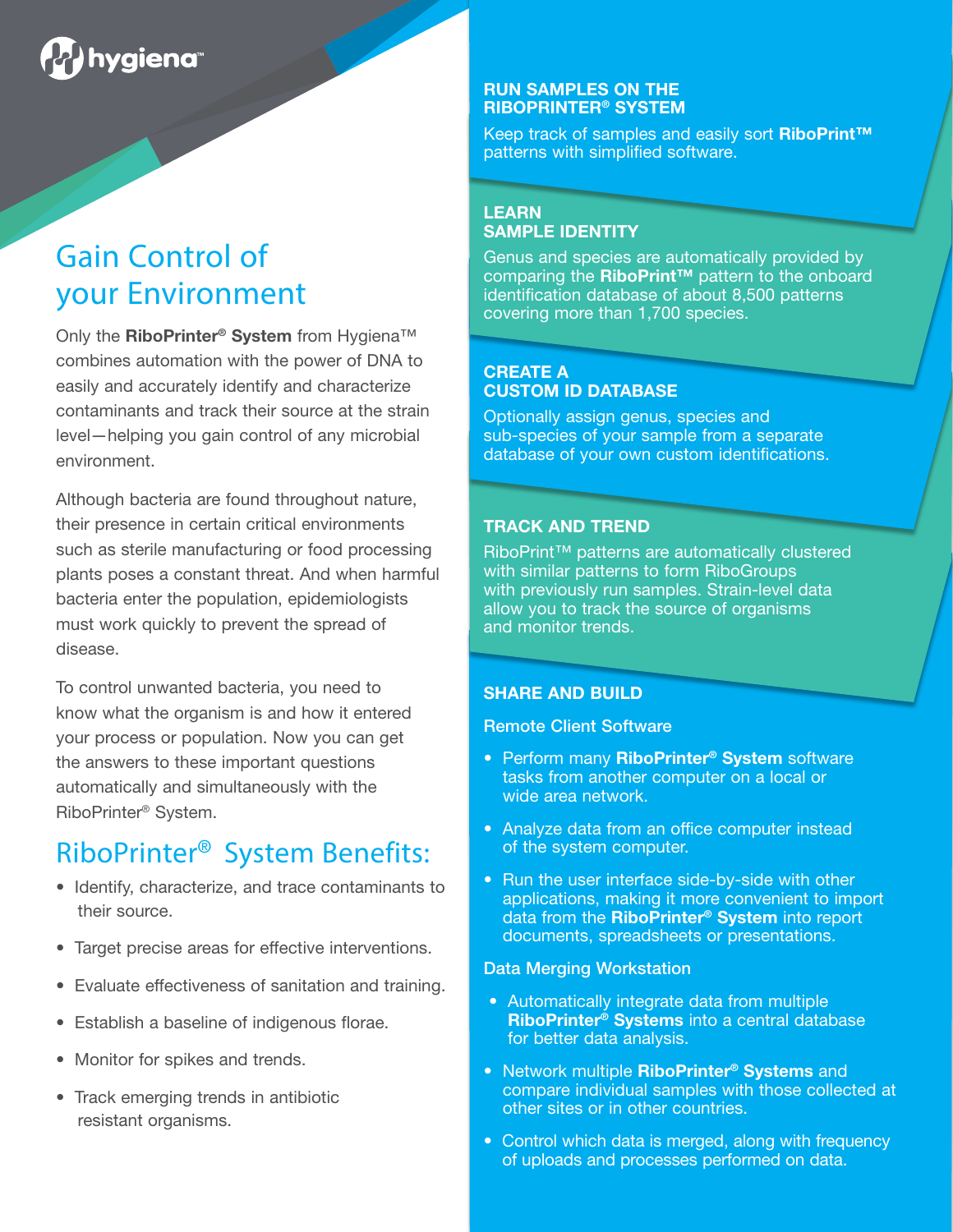hygiena™

# Gain Control of your Environment

Only the **RiboPrinter® System** from Hygiena™ combines automation with the power of DNA to easily and accurately identify and characterize contaminants and track their source at the strain level—helping you gain control of any microbial environment.

Although bacteria are found throughout nature, their presence in certain critical environments such as sterile manufacturing or food processing plants poses a constant threat. And when harmful bacteria enter the population, epidemiologists must work quickly to prevent the spread of disease.

To control unwanted bacteria, you need to know what the organism is and how it entered your process or population. Now you can get the answers to these important questions automatically and simultaneously with the RiboPrinter® System.

## RiboPrinter® System Benefits:

- Identify, characterize, and trace contaminants to their source.
- Target precise areas for effective interventions.
- Evaluate effectiveness of sanitation and training.
- Establish a baseline of indigenous florae.
- Monitor for spikes and trends.
- Track emerging trends in antibiotic resistant organisms.

### RUN SAMPLES ON THE RIBOPRINTER® SYSTEM

Keep track of samples and easily sort **RiboPrint™** patterns with simplified software.

### LEARN SAMPLE IDENTITY

Genus and species are automatically provided by comparing the **RiboPrint™** pattern to the onboard identification database of about 8,500 patterns covering more than 1,700 species.

### CREATE A CUSTOM ID DATABASE

Optionally assign genus, species and sub-species of your sample from a separate database of your own custom identifications.

### TRACK AND TREND

RiboPrint™ patterns are automatically clustered with similar patterns to form RiboGroups with previously run samples. Strain-level data allow you to track the source of organisms and monitor trends.

### SHARE AND BUILD

Remote Client Software

- Perform many **RiboPrinter® System** software tasks from another computer on a local or wide area network.
- Analyze data from an office computer instead of the system computer.
- Run the user interface side-by-side with other applications, making it more convenient to import data from the **RiboPrinter® System** into report documents, spreadsheets or presentations.

Data Merging Workstation

- Automatically integrate data from multiple **RiboPrinter® Systems** into a central database for better data analysis.
- Network multiple **RiboPrinter® Systems** and compare individual samples with those collected at other sites or in other countries.
- Control which data is merged, along with frequency of uploads and processes performed on data.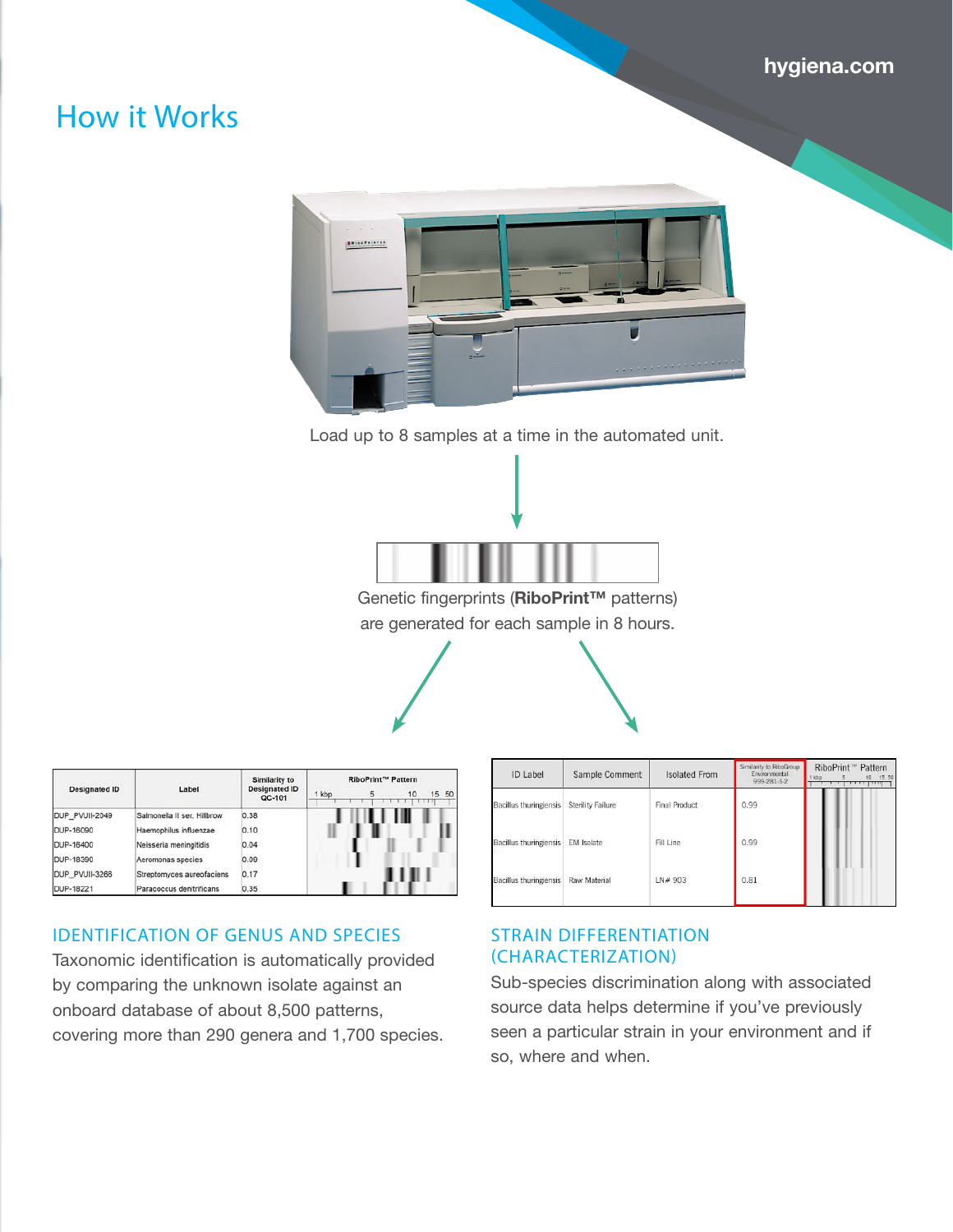# How it Works

Load up to 8 samples at a time in the automated unit.

Genetic fingerprints (**RiboPrint™** patterns) are generated for each sample in 8 hours.

| Designated ID | Label | Similarity to Designated ID QC-101 | RiboPrint™ Pattern |
|---|---|---|---|
| DUP_PVUII-2049 | Salmonella II ser. Hillbrow | 0.38 | |
| DUP-16090 | Haemophilus influenzae | 0.10 | |
| DUP-16400 | Neisseria meningitidis | 0.04 | |
| DUP-18390 | Aeromonas species | 0.09 | |
| DUP_PVUII-3266 | Streptomyces aureofaciens | 0.17 | |
| DUP-18221 | Paracoccus denitrificans | 0.35 | |

## IDENTIFICATION OF GENUS AND SPECIES

Taxonomic identification is automatically provided by comparing the unknown isolate against an onboard database of about 8,500 patterns, covering more than 290 genera and 1,700 species.

| ID Label | Sample Comment | Isolated From | Similarity to RiboGroup Environmental 999-281-S-2 | RiboPrint™ Pattern |
|---|---|---|---|---|
| Bacillus thuringiensis | Sterility Failure | Final Product | 0.99 | |
| Bacillus thuringiensis | EM Isolate | Fill Line | 0.99 | |
| Bacillus thuringiensis | Raw Material | LN# 903 | 0.81 | |

## STRAIN DIFFERENTIATION (CHARACTERIZATION)

Sub-species discrimination along with associated source data helps determine if you've previously seen a particular strain in your environment and if so, where and when.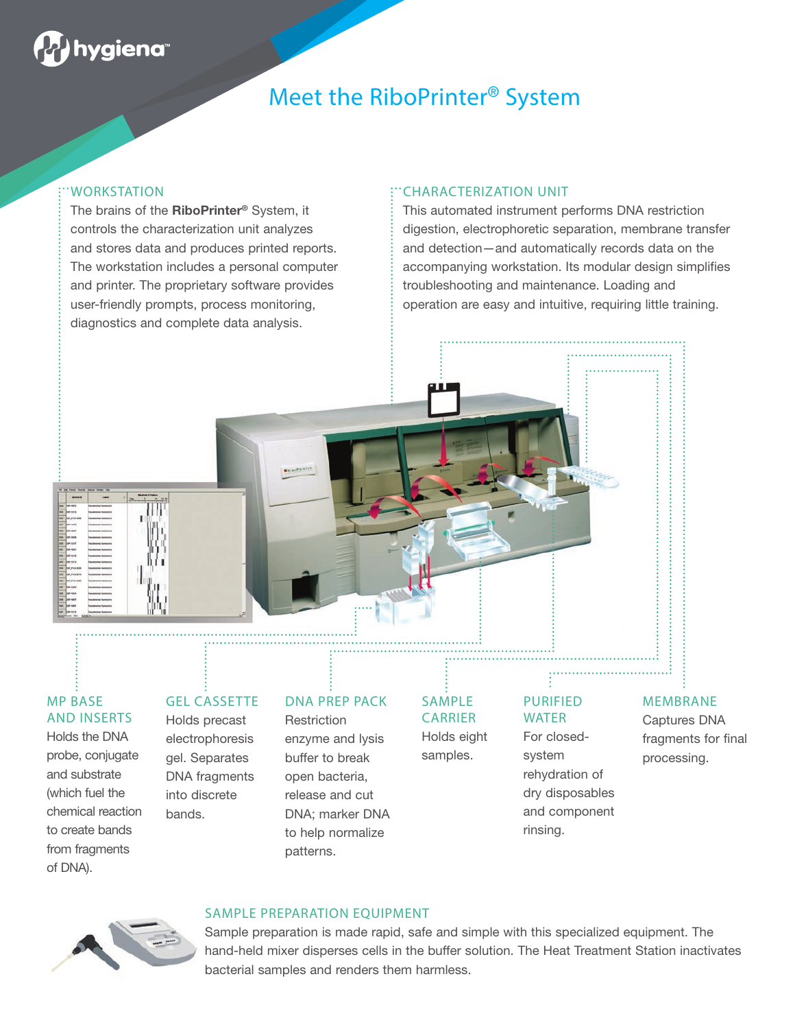# Meet the RiboPrinter® System

## WORKSTATION

The brains of the **RiboPrinter**® System, it controls the characterization unit analyzes and stores data and produces printed reports. The workstation includes a personal computer and printer. The proprietary software provides user-friendly prompts, process monitoring, diagnostics and complete data analysis.

## CHARACTERIZATION UNIT

This automated instrument performs DNA restriction digestion, electrophoretic separation, membrane transfer and detection—and automatically records data on the accompanying workstation. Its modular design simplifies troubleshooting and maintenance. Loading and operation are easy and intuitive, requiring little training.

## MP BASE AND INSERTS

Holds the DNA probe, conjugate and substrate (which fuel the chemical reaction to create bands from fragments of DNA).

## GEL CASSETTE

Holds precast electrophoresis gel. Separates DNA fragments into discrete bands.

## DNA PREP PACK

Restriction enzyme and lysis buffer to break open bacteria, release and cut DNA; marker DNA to help normalize patterns.

## SAMPLE CARRIER

Holds eight samples.

## PURIFIED WATER

For closed-system rehydration of dry disposables and component rinsing.

## MEMBRANE

Captures DNA fragments for final processing.

## SAMPLE PREPARATION EQUIPMENT

Sample preparation is made rapid, safe and simple with this specialized equipment. The hand-held mixer disperses cells in the buffer solution. The Heat Treatment Station inactivates bacterial samples and renders them harmless.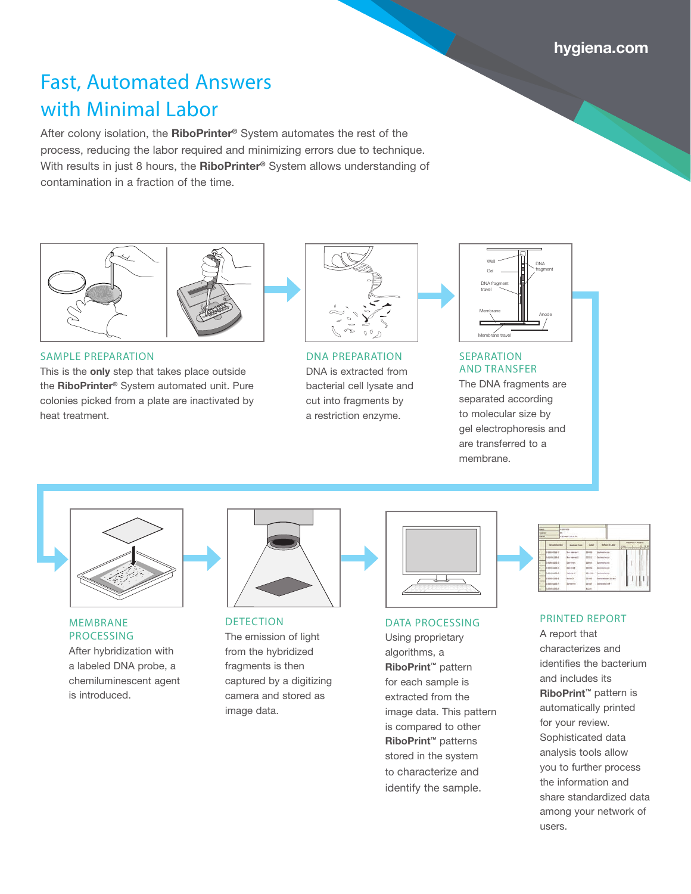# Fast, Automated Answers with Minimal Labor

After colony isolation, the **RiboPrinter**® System automates the rest of the process, reducing the labor required and minimizing errors due to technique. With results in just 8 hours, the **RiboPrinter**® System allows understanding of contamination in a fraction of the time.

### SAMPLE PREPARATION

This is the **only** step that takes place outside the **RiboPrinter**® System automated unit. Pure colonies picked from a plate are inactivated by heat treatment.

### DNA PREPARATION

DNA is extracted from bacterial cell lysate and cut into fragments by a restriction enzyme.

### SEPARATION AND TRANSFER

The DNA fragments are separated according to molecular size by gel electrophoresis and are transferred to a membrane.

### MEMBRANE PROCESSING

After hybridization with a labeled DNA probe, a chemiluminescent agent is introduced.

### DETECTION

The emission of light from the hybridized fragments is then captured by a digitizing camera and stored as image data.

### DATA PROCESSING

Using proprietary algorithms, a **RiboPrint**™ pattern for each sample is extracted from the image data. This pattern is compared to other **RiboPrint**™ patterns stored in the system to characterize and identify the sample.

### PRINTED REPORT

A report that characterizes and identifies the bacterium and includes its **RiboPrint**™ pattern is automatically printed for your review. Sophisticated data analysis tools allow you to further process the information and share standardized data among your network of users.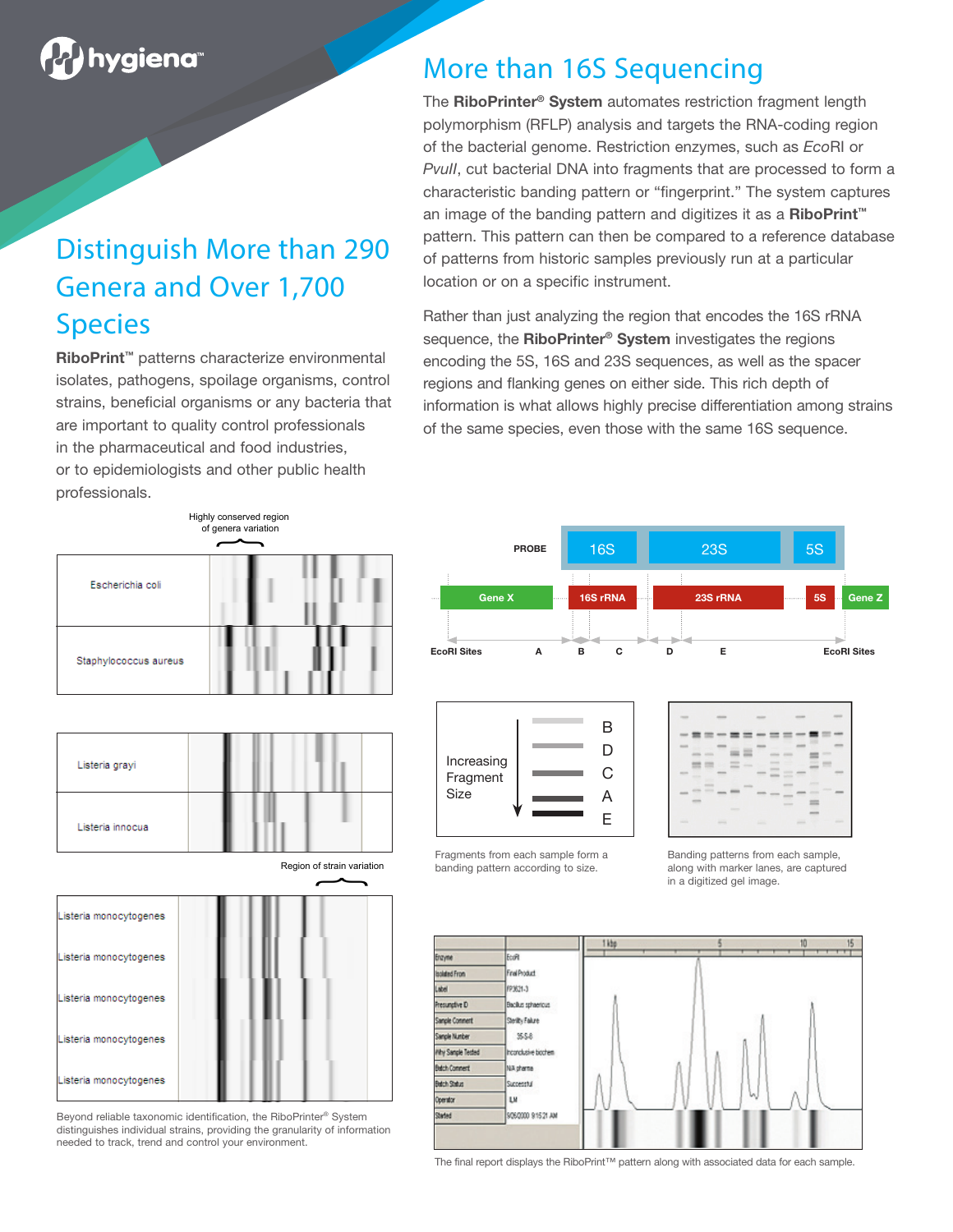## Distinguish More than 290 Genera and Over 1,700 Species

**RiboPrint™** patterns characterize environmental isolates, pathogens, spoilage organisms, control strains, beneficial organisms or any bacteria that are important to quality control professionals in the pharmaceutical and food industries, or to epidemiologists and other public health professionals.

Highly conserved region of genera variation

Escherichia coli

Staphylococcus aureus

Listeria grayi

Listeria innocua

Region of strain variation

Listeria monocytogenes

Listeria monocytogenes

Listeria monocytogenes

Listeria monocytogenes

Listeria monocytogenes

Beyond reliable taxonomic identification, the RiboPrinter® System distinguishes individual strains, providing the granularity of information needed to track, trend and control your environment.

## More than 16S Sequencing

The **RiboPrinter® System** automates restriction fragment length polymorphism (RFLP) analysis and targets the RNA-coding region of the bacterial genome. Restriction enzymes, such as *Eco*RI or *PvuII*, cut bacterial DNA into fragments that are processed to form a characteristic banding pattern or "fingerprint." The system captures an image of the banding pattern and digitizes it as a **RiboPrint™** pattern. This pattern can then be compared to a reference database of patterns from historic samples previously run at a particular location or on a specific instrument.

Rather than just analyzing the region that encodes the 16S rRNA sequence, the **RiboPrinter® System** investigates the regions encoding the 5S, 16S and 23S sequences, as well as the spacer regions and flanking genes on either side. This rich depth of information is what allows highly precise differentiation among strains of the same species, even those with the same 16S sequence.

PROBE: 16S | 23S | 5S

Gene X | 16S rRNA | 23S rRNA | 5S | Gene Z

EcoRI Sites — A — B — C — D — E — EcoRI Sites

Increasing Fragment Size: B, D, C, A, E

Fragments from each sample form a banding pattern according to size.

Banding patterns from each sample, along with marker lanes, are captured in a digitized gel image.

| | |
|---|---|
| Enzyme | EcoRI |
| Isolated From | Final Product |
| Label | FP3621-3 |
| Presumptive ID | Bacillus sphaericus |
| Sample Comment | Sterility Failure |
| Sample Number | 35-5-8 |
| Why Sample Tested | Inconclusive biochem |
| Batch Comment | NA pharma |
| Batch Status | Successful |
| Operator | ILM |
| Started | 9/26/2000 9:15:21 AM |

The final report displays the RiboPrint™ pattern along with associated data for each sample.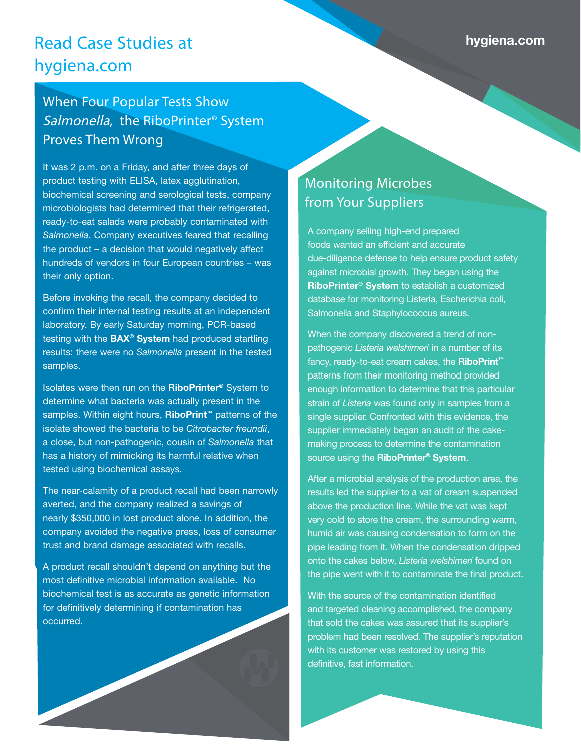# Read Case Studies at hygiena.com

## When Four Popular Tests Show *Salmonella*, the RiboPrinter® System Proves Them Wrong

It was 2 p.m. on a Friday, and after three days of product testing with ELISA, latex agglutination, biochemical screening and serological tests, company microbiologists had determined that their refrigerated, ready-to-eat salads were probably contaminated with *Salmonella*. Company executives feared that recalling the product – a decision that would negatively affect hundreds of vendors in four European countries – was their only option.

Before invoking the recall, the company decided to confirm their internal testing results at an independent laboratory. By early Saturday morning, PCR-based testing with the **BAX® System** had produced startling results: there were no *Salmonella* present in the tested samples.

Isolates were then run on the **RiboPrinter®** System to determine what bacteria was actually present in the samples. Within eight hours, **RiboPrint™** patterns of the isolate showed the bacteria to be *Citrobacter freundii*, a close, but non-pathogenic, cousin of *Salmonella* that has a history of mimicking its harmful relative when tested using biochemical assays.

The near-calamity of a product recall had been narrowly averted, and the company realized a savings of nearly $350,000 in lost product alone. In addition, the company avoided the negative press, loss of consumer trust and brand damage associated with recalls.

A product recall shouldn't depend on anything but the most definitive microbial information available. No biochemical test is as accurate as genetic information for definitively determining if contamination has occurred.

## Monitoring Microbes from Your Suppliers

A company selling high-end prepared foods wanted an efficient and accurate due-diligence defense to help ensure product safety against microbial growth. They began using the **RiboPrinter® System** to establish a customized database for monitoring Listeria, Escherichia coli, Salmonella and Staphylococcus aureus.

When the company discovered a trend of non-pathogenic *Listeria welshimeri* in a number of its fancy, ready-to-eat cream cakes, the **RiboPrint™** patterns from their monitoring method provided enough information to determine that this particular strain of *Listeria* was found only in samples from a single supplier. Confronted with this evidence, the supplier immediately began an audit of the cake-making process to determine the contamination source using the **RiboPrinter® System**.

After a microbial analysis of the production area, the results led the supplier to a vat of cream suspended above the production line. While the vat was kept very cold to store the cream, the surrounding warm, humid air was causing condensation to form on the pipe leading from it. When the condensation dripped onto the cakes below, *Listeria welshimeri* found on the pipe went with it to contaminate the final product.

With the source of the contamination identified and targeted cleaning accomplished, the company that sold the cakes was assured that its supplier's problem had been resolved. The supplier's reputation with its customer was restored by using this definitive, fast information.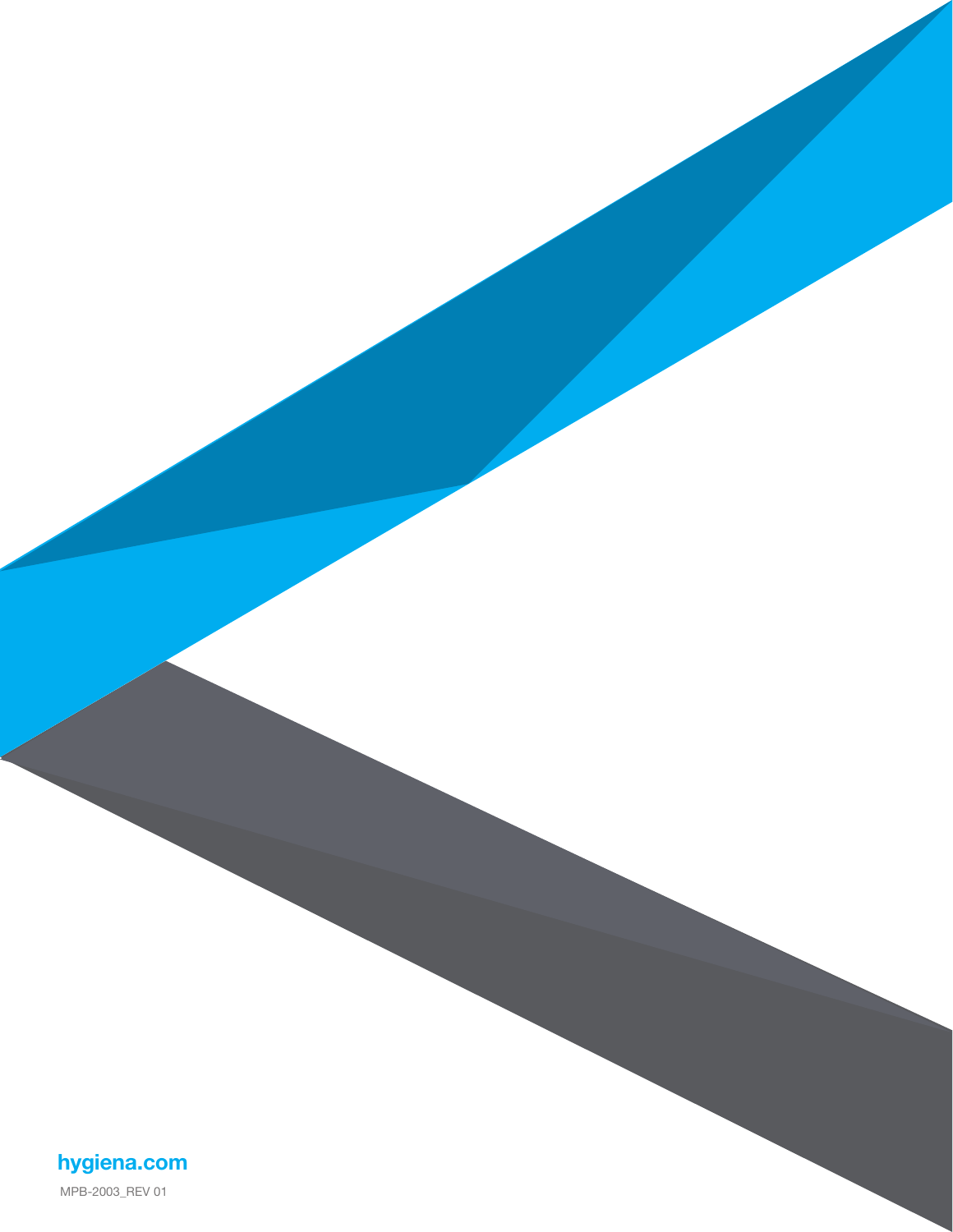**hygiena.com**

MPB-2003_REV 01